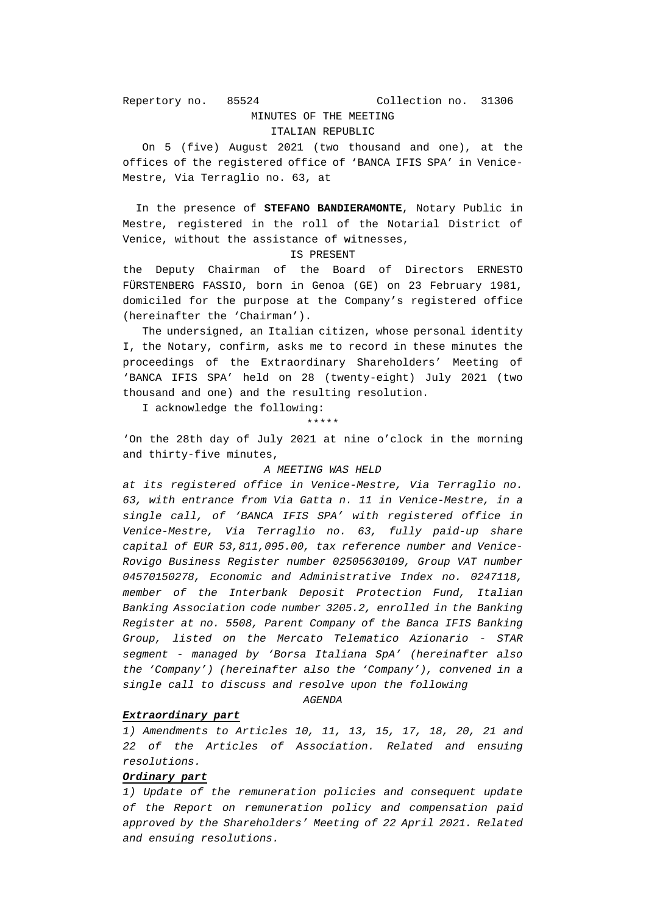Repertory no. 85524 Collection no. 31306

MINUTES OF THE MEETING

ITALIAN REPUBLIC

On 5 (five) August 2021 (two thousand and one), at the offices of the registered office of 'BANCA IFIS SPA' in Venice-Mestre, Via Terraglio no. 63, at

In the presence of **STEFANO BANDIERAMONTE**, Notary Public in Mestre, registered in the roll of the Notarial District of Venice, without the assistance of witnesses,

IS PRESENT

the Deputy Chairman of the Board of Directors ERNESTO FÜRSTENBERG FASSIO, born in Genoa (GE) on 23 February 1981, domiciled for the purpose at the Company's registered office (hereinafter the 'Chairman').

The undersigned, an Italian citizen, whose personal identity I, the Notary, confirm, asks me to record in these minutes the proceedings of the Extraordinary Shareholders' Meeting of 'BANCA IFIS SPA' held on 28 (twenty-eight) July 2021 (two thousand and one) and the resulting resolution.

I acknowledge the following:

\*\*\*\*\*

'On the 28th day of July 2021 at nine o'clock in the morning and thirty-five minutes,

*A MEETING WAS HELD*

*at its registered office in Venice-Mestre, Via Terraglio no. 63, with entrance from Via Gatta n. 11 in Venice-Mestre, in a single call, of 'BANCA IFIS SPA' with registered office in Venice-Mestre, Via Terraglio no. 63, fully paid-up share capital of EUR 53,811,095.00, tax reference number and Venice-Rovigo Business Register number 02505630109, Group VAT number 04570150278, Economic and Administrative Index no. 0247118, member of the Interbank Deposit Protection Fund, Italian Banking Association code number 3205.2, enrolled in the Banking Register at no. 5508, Parent Company of the Banca IFIS Banking Group, listed on the Mercato Telematico Azionario - STAR segment - managed by 'Borsa Italiana SpA' (hereinafter also the 'Company') (hereinafter also the 'Company'), convened in a single call to discuss and resolve upon the following*

*AGENDA*

***Extraordinary part***

*1) Amendments to Articles 10, 11, 13, 15, 17, 18, 20, 21 and 22 of the Articles of Association. Related and ensuing resolutions.*

***Ordinary part***

*1) Update of the remuneration policies and consequent update of the Report on remuneration policy and compensation paid approved by the Shareholders' Meeting of 22 April 2021. Related and ensuing resolutions.*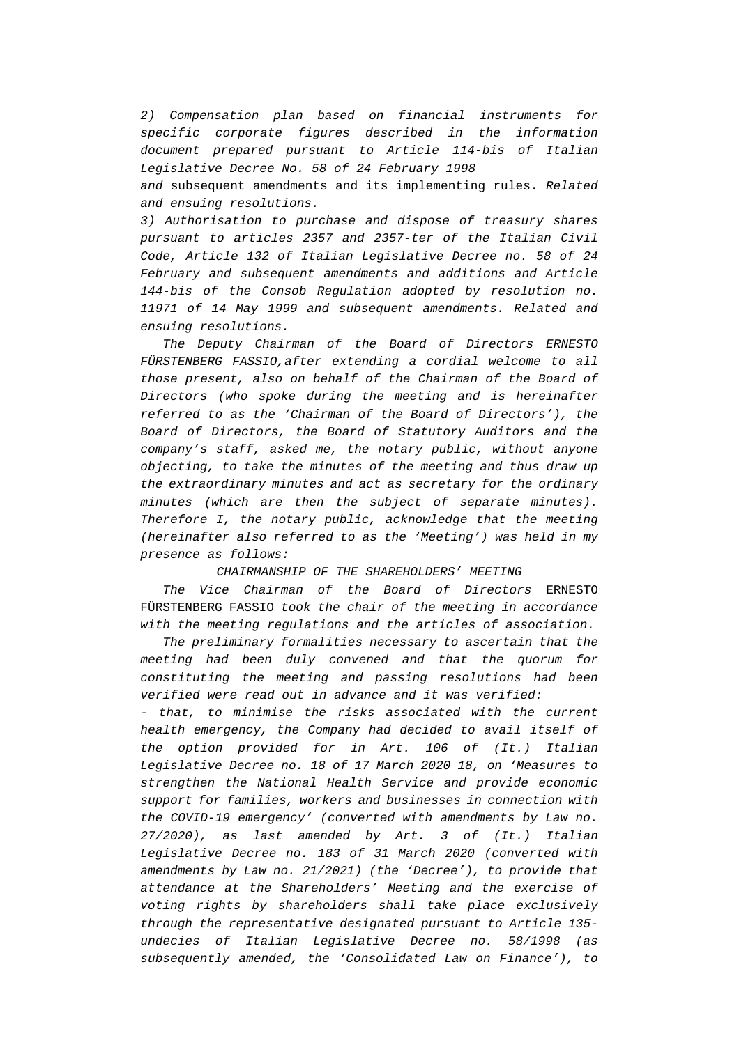*2) Compensation plan based on financial instruments for specific corporate figures described in the information document prepared pursuant to Article 114-bis of Italian Legislative Decree No. 58 of 24 February 1998 and* subsequent amendments and its implementing rules. *Related and ensuing resolutions.*

*3) Authorisation to purchase and dispose of treasury shares pursuant to articles 2357 and 2357-ter of the Italian Civil Code, Article 132 of Italian Legislative Decree no. 58 of 24 February and subsequent amendments and additions and Article 144-bis of the Consob Regulation adopted by resolution no. 11971 of 14 May 1999 and subsequent amendments. Related and ensuing resolutions.*

*The Deputy Chairman of the Board of Directors ERNESTO FÜRSTENBERG FASSIO, after extending a cordial welcome to all those present, also on behalf of the Chairman of the Board of Directors (who spoke during the meeting and is hereinafter referred to as the 'Chairman of the Board of Directors'), the Board of Directors, the Board of Statutory Auditors and the company's staff, asked me, the notary public, without anyone objecting, to take the minutes of the meeting and thus draw up the extraordinary minutes and act as secretary for the ordinary minutes (which are then the subject of separate minutes). Therefore I, the notary public, acknowledge that the meeting (hereinafter also referred to as the 'Meeting') was held in my presence as follows:*

*CHAIRMANSHIP OF THE SHAREHOLDERS' MEETING*

*The Vice Chairman of the Board of Directors* ERNESTO FÜRSTENBERG FASSIO *took the chair of the meeting in accordance with the meeting regulations and the articles of association.*

*The preliminary formalities necessary to ascertain that the meeting had been duly convened and that the quorum for constituting the meeting and passing resolutions had been verified were read out in advance and it was verified:*

*- that, to minimise the risks associated with the current health emergency, the Company had decided to avail itself of the option provided for in Art. 106 of (It.) Italian Legislative Decree no. 18 of 17 March 2020 18, on 'Measures to strengthen the National Health Service and provide economic support for families, workers and businesses in connection with the COVID-19 emergency' (converted with amendments by Law no. 27/2020), as last amended by Art. 3 of (It.) Italian Legislative Decree no. 183 of 31 March 2020 (converted with amendments by Law no. 21/2021) (the 'Decree'), to provide that attendance at the Shareholders' Meeting and the exercise of voting rights by shareholders shall take place exclusively through the representative designated pursuant to Article 135-undecies of Italian Legislative Decree no. 58/1998 (as subsequently amended, the 'Consolidated Law on Finance'), to*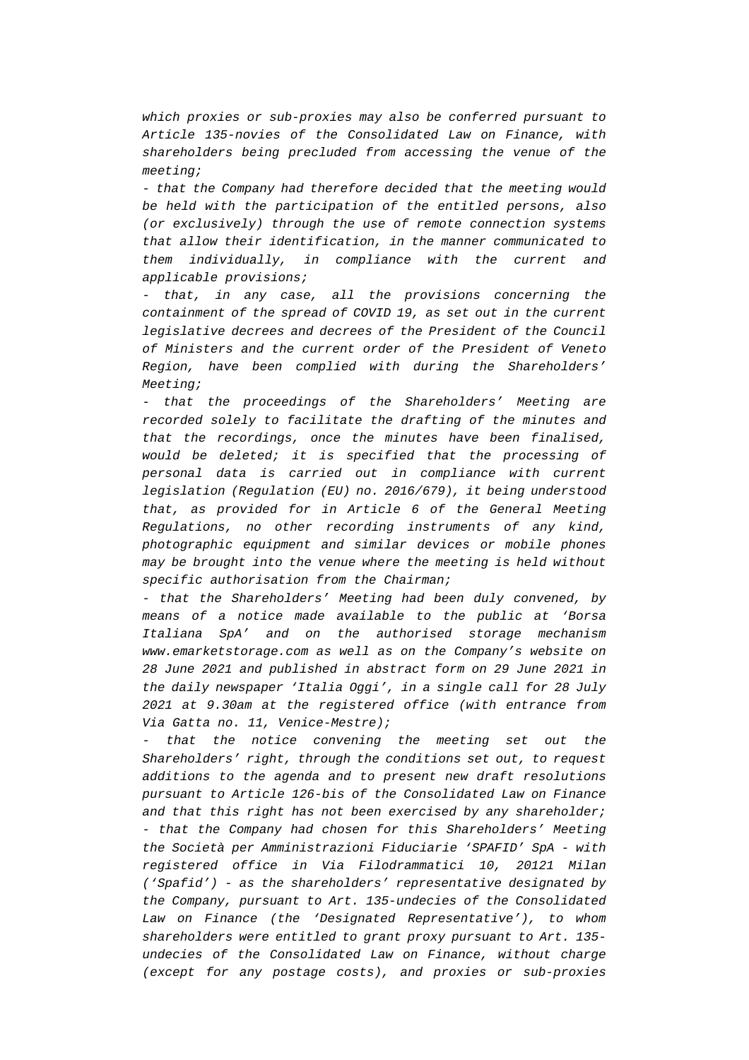*which proxies or sub-proxies may also be conferred pursuant to Article 135-novies of the Consolidated Law on Finance, with shareholders being precluded from accessing the venue of the meeting;*

*- that the Company had therefore decided that the meeting would be held with the participation of the entitled persons, also (or exclusively) through the use of remote connection systems that allow their identification, in the manner communicated to them individually, in compliance with the current and applicable provisions;*

*- that, in any case, all the provisions concerning the containment of the spread of COVID 19, as set out in the current legislative decrees and decrees of the President of the Council of Ministers and the current order of the President of Veneto Region, have been complied with during the Shareholders' Meeting;*

*- that the proceedings of the Shareholders' Meeting are recorded solely to facilitate the drafting of the minutes and that the recordings, once the minutes have been finalised, would be deleted; it is specified that the processing of personal data is carried out in compliance with current legislation (Regulation (EU) no. 2016/679), it being understood that, as provided for in Article 6 of the General Meeting Regulations, no other recording instruments of any kind, photographic equipment and similar devices or mobile phones may be brought into the venue where the meeting is held without specific authorisation from the Chairman;*

*- that the Shareholders' Meeting had been duly convened, by means of a notice made available to the public at 'Borsa Italiana SpA' and on the authorised storage mechanism www.emarketstorage.com as well as on the Company's website on 28 June 2021 and published in abstract form on 29 June 2021 in the daily newspaper 'Italia Oggi', in a single call for 28 July 2021 at 9.30am at the registered office (with entrance from Via Gatta no. 11, Venice-Mestre);*

*- that the notice convening the meeting set out the Shareholders' right, through the conditions set out, to request additions to the agenda and to present new draft resolutions pursuant to Article 126-bis of the Consolidated Law on Finance and that this right has not been exercised by any shareholder;*

*- that the Company had chosen for this Shareholders' Meeting the Società per Amministrazioni Fiduciarie 'SPAFID' SpA - with registered office in Via Filodrammatici 10, 20121 Milan ('Spafid') - as the shareholders' representative designated by the Company, pursuant to Art. 135-undecies of the Consolidated Law on Finance (the 'Designated Representative'), to whom shareholders were entitled to grant proxy pursuant to Art. 135-undecies of the Consolidated Law on Finance, without charge (except for any postage costs), and proxies or sub-proxies*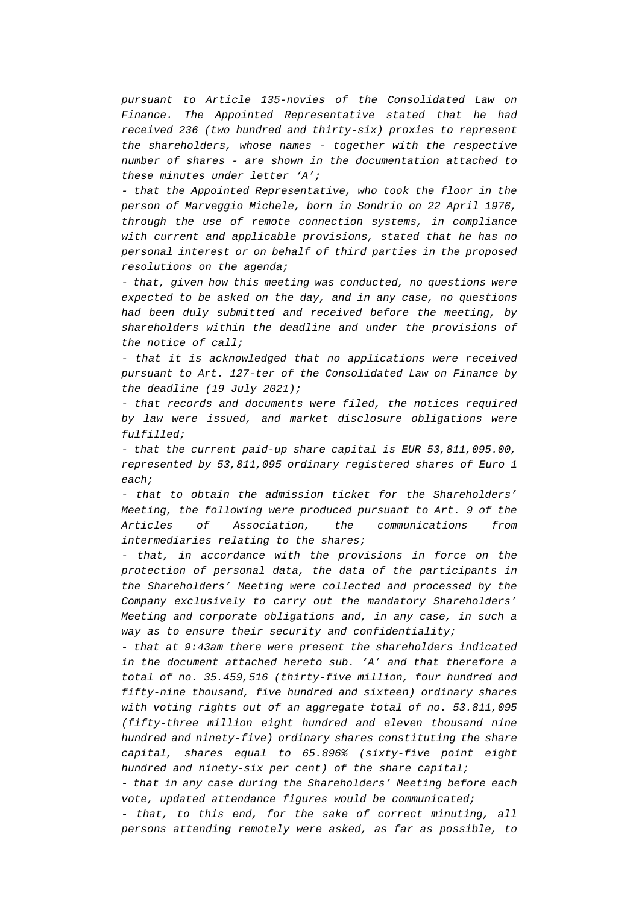*pursuant to Article 135-novies of the Consolidated Law on Finance. The Appointed Representative stated that he had received 236 (two hundred and thirty-six) proxies to represent the shareholders, whose names - together with the respective number of shares - are shown in the documentation attached to these minutes under letter 'A';*

*- that the Appointed Representative, who took the floor in the person of Marveggio Michele, born in Sondrio on 22 April 1976, through the use of remote connection systems, in compliance with current and applicable provisions, stated that he has no personal interest or on behalf of third parties in the proposed resolutions on the agenda;*

*- that, given how this meeting was conducted, no questions were expected to be asked on the day, and in any case, no questions had been duly submitted and received before the meeting, by shareholders within the deadline and under the provisions of the notice of call;*

*- that it is acknowledged that no applications were received pursuant to Art. 127-ter of the Consolidated Law on Finance by the deadline (19 July 2021);*

*- that records and documents were filed, the notices required by law were issued, and market disclosure obligations were fulfilled;*

*- that the current paid-up share capital is EUR 53,811,095.00, represented by 53,811,095 ordinary registered shares of Euro 1 each;*

*- that to obtain the admission ticket for the Shareholders' Meeting, the following were produced pursuant to Art. 9 of the Articles of Association, the communications from intermediaries relating to the shares;*

*- that, in accordance with the provisions in force on the protection of personal data, the data of the participants in the Shareholders' Meeting were collected and processed by the Company exclusively to carry out the mandatory Shareholders' Meeting and corporate obligations and, in any case, in such a way as to ensure their security and confidentiality;*

*- that at 9:43am there were present the shareholders indicated in the document attached hereto sub. 'A' and that therefore a total of no. 35.459,516 (thirty-five million, four hundred and fifty-nine thousand, five hundred and sixteen) ordinary shares with voting rights out of an aggregate total of no. 53.811,095 (fifty-three million eight hundred and eleven thousand nine hundred and ninety-five) ordinary shares constituting the share capital, shares equal to 65.896% (sixty-five point eight hundred and ninety-six per cent) of the share capital;*

*- that in any case during the Shareholders' Meeting before each vote, updated attendance figures would be communicated;*

*- that, to this end, for the sake of correct minuting, all persons attending remotely were asked, as far as possible, to*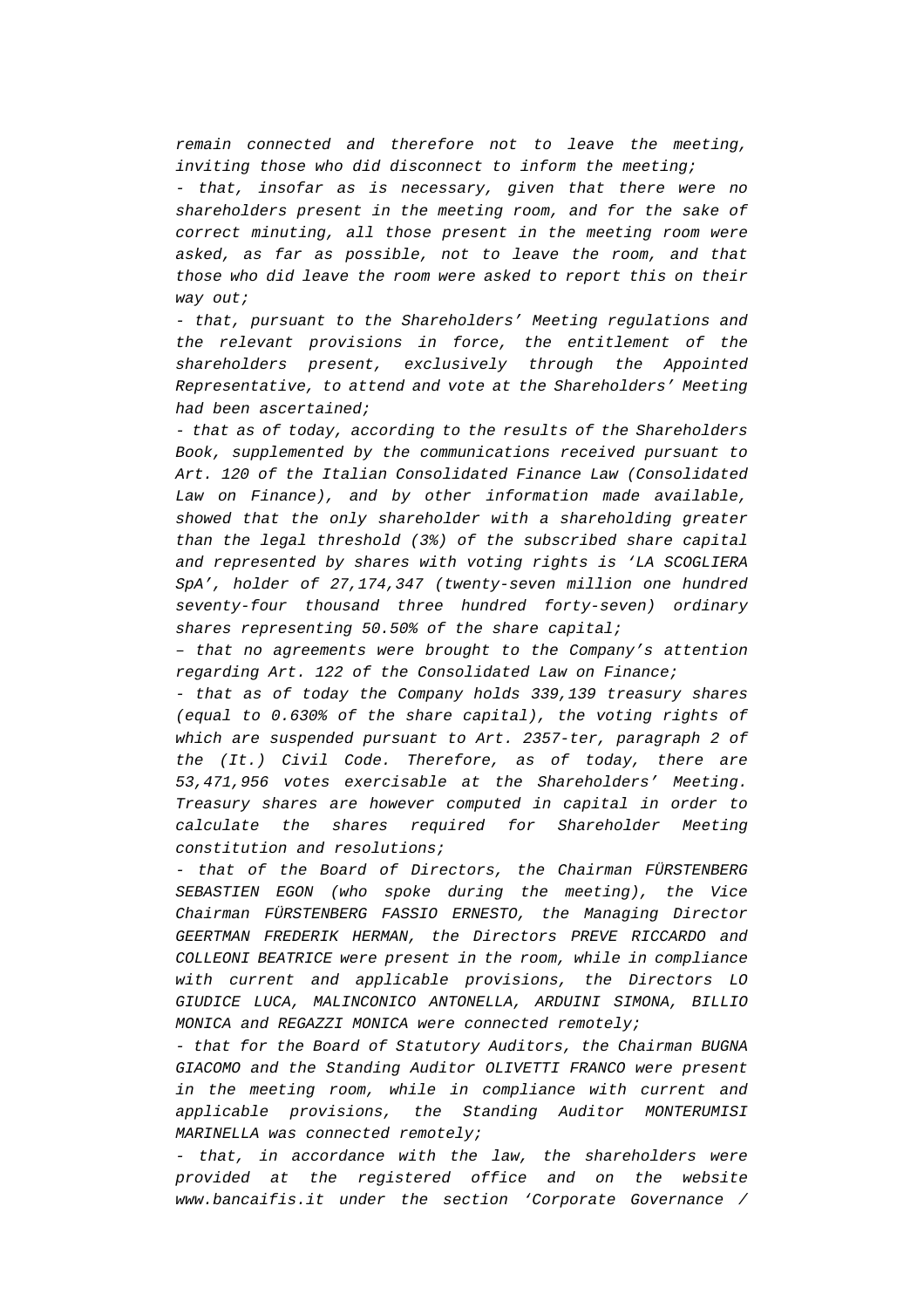*remain connected and therefore not to leave the meeting, inviting those who did disconnect to inform the meeting;*

*- that, insofar as is necessary, given that there were no shareholders present in the meeting room, and for the sake of correct minuting, all those present in the meeting room were asked, as far as possible, not to leave the room, and that those who did leave the room were asked to report this on their way out;*

*- that, pursuant to the Shareholders' Meeting regulations and the relevant provisions in force, the entitlement of the shareholders present, exclusively through the Appointed Representative, to attend and vote at the Shareholders' Meeting had been ascertained;*

*- that as of today, according to the results of the Shareholders Book, supplemented by the communications received pursuant to Art. 120 of the Italian Consolidated Finance Law (Consolidated Law on Finance), and by other information made available, showed that the only shareholder with a shareholding greater than the legal threshold (3%) of the subscribed share capital and represented by shares with voting rights is 'LA SCOGLIERA SpA', holder of 27,174,347 (twenty-seven million one hundred seventy-four thousand three hundred forty-seven) ordinary shares representing 50.50% of the share capital;*

*– that no agreements were brought to the Company's attention regarding Art. 122 of the Consolidated Law on Finance;*

*- that as of today the Company holds 339,139 treasury shares (equal to 0.630% of the share capital), the voting rights of which are suspended pursuant to Art. 2357-ter, paragraph 2 of the (It.) Civil Code. Therefore, as of today, there are 53,471,956 votes exercisable at the Shareholders' Meeting. Treasury shares are however computed in capital in order to calculate the shares required for Shareholder Meeting constitution and resolutions;*

*- that of the Board of Directors, the Chairman FÜRSTENBERG SEBASTIEN EGON (who spoke during the meeting), the Vice Chairman FÜRSTENBERG FASSIO ERNESTO, the Managing Director GEERTMAN FREDERIK HERMAN, the Directors PREVE RICCARDO and COLLEONI BEATRICE were present in the room, while in compliance with current and applicable provisions, the Directors LO GIUDICE LUCA, MALINCONICO ANTONELLA, ARDUINI SIMONA, BILLIO MONICA and REGAZZI MONICA were connected remotely;*

*- that for the Board of Statutory Auditors, the Chairman BUGNA GIACOMO and the Standing Auditor OLIVETTI FRANCO were present in the meeting room, while in compliance with current and applicable provisions, the Standing Auditor MONTERUMISI MARINELLA was connected remotely;*

*- that, in accordance with the law, the shareholders were provided at the registered office and on the website www.bancaifis.it under the section 'Corporate Governance /*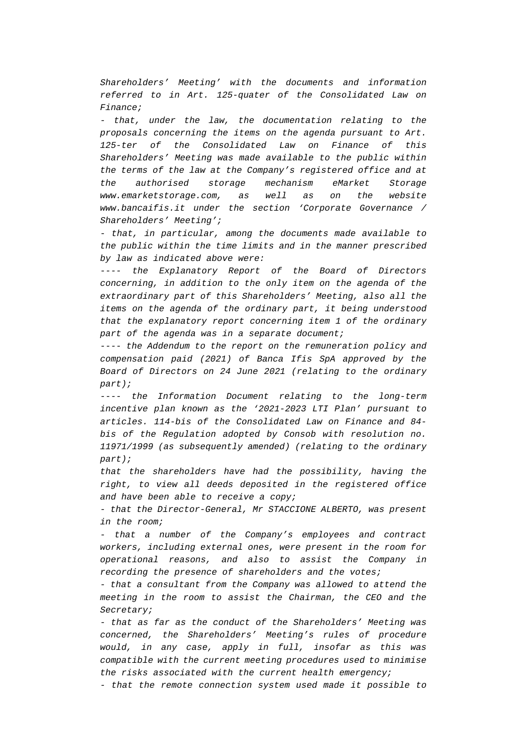*Shareholders' Meeting' with the documents and information referred to in Art. 125-quater of the Consolidated Law on Finance;*

*- that, under the law, the documentation relating to the proposals concerning the items on the agenda pursuant to Art. 125-ter of the Consolidated Law on Finance of this Shareholders' Meeting was made available to the public within the terms of the law at the Company's registered office and at the authorised storage mechanism eMarket Storage www.emarketstorage.com, as well as on the website www.bancaifis.it under the section 'Corporate Governance / Shareholders' Meeting';*

*- that, in particular, among the documents made available to the public within the time limits and in the manner prescribed by law as indicated above were:*

*---- the Explanatory Report of the Board of Directors concerning, in addition to the only item on the agenda of the extraordinary part of this Shareholders' Meeting, also all the items on the agenda of the ordinary part, it being understood that the explanatory report concerning item 1 of the ordinary part of the agenda was in a separate document;*

*---- the Addendum to the report on the remuneration policy and compensation paid (2021) of Banca Ifis SpA approved by the Board of Directors on 24 June 2021 (relating to the ordinary part);*

*---- the Information Document relating to the long-term incentive plan known as the '2021-2023 LTI Plan' pursuant to articles. 114-bis of the Consolidated Law on Finance and 84-bis of the Regulation adopted by Consob with resolution no. 11971/1999 (as subsequently amended) (relating to the ordinary part);*

*that the shareholders have had the possibility, having the right, to view all deeds deposited in the registered office and have been able to receive a copy;*

*- that the Director-General, Mr STACCIONE ALBERTO, was present in the room;*

*- that a number of the Company's employees and contract workers, including external ones, were present in the room for operational reasons, and also to assist the Company in recording the presence of shareholders and the votes;*

*- that a consultant from the Company was allowed to attend the meeting in the room to assist the Chairman, the CEO and the Secretary;*

*- that as far as the conduct of the Shareholders' Meeting was concerned, the Shareholders' Meeting's rules of procedure would, in any case, apply in full, insofar as this was compatible with the current meeting procedures used to minimise the risks associated with the current health emergency;*

*- that the remote connection system used made it possible to*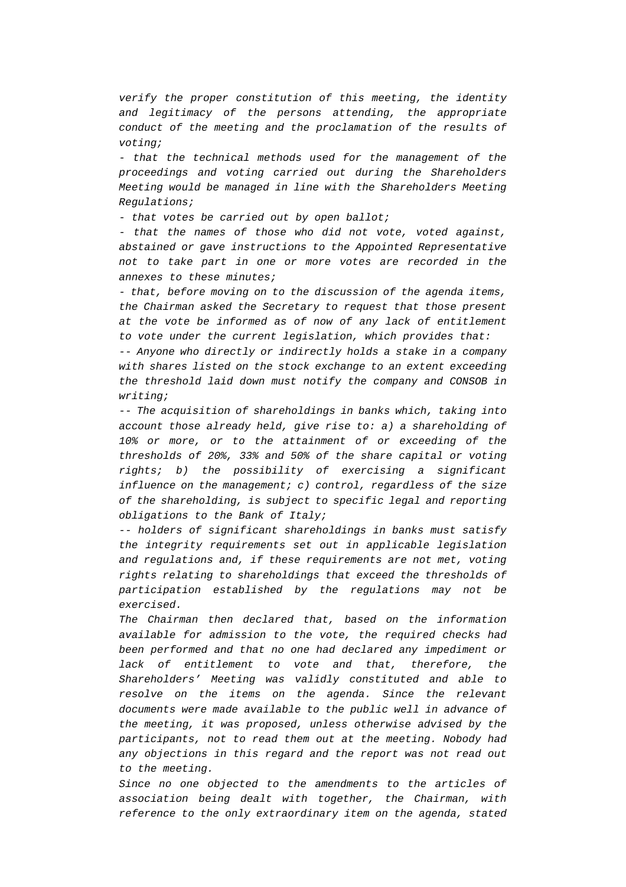*verify the proper constitution of this meeting, the identity and legitimacy of the persons attending, the appropriate conduct of the meeting and the proclamation of the results of voting;*

*- that the technical methods used for the management of the proceedings and voting carried out during the Shareholders Meeting would be managed in line with the Shareholders Meeting Regulations;*

*- that votes be carried out by open ballot;*

*- that the names of those who did not vote, voted against, abstained or gave instructions to the Appointed Representative not to take part in one or more votes are recorded in the annexes to these minutes;*

*- that, before moving on to the discussion of the agenda items, the Chairman asked the Secretary to request that those present at the vote be informed as of now of any lack of entitlement to vote under the current legislation, which provides that:*

*-- Anyone who directly or indirectly holds a stake in a company with shares listed on the stock exchange to an extent exceeding the threshold laid down must notify the company and CONSOB in writing;*

*-- The acquisition of shareholdings in banks which, taking into account those already held, give rise to: a) a shareholding of 10% or more, or to the attainment of or exceeding of the thresholds of 20%, 33% and 50% of the share capital or voting rights; b) the possibility of exercising a significant influence on the management; c) control, regardless of the size of the shareholding, is subject to specific legal and reporting obligations to the Bank of Italy;*

*-- holders of significant shareholdings in banks must satisfy the integrity requirements set out in applicable legislation and regulations and, if these requirements are not met, voting rights relating to shareholdings that exceed the thresholds of participation established by the regulations may not be exercised.*

*The Chairman then declared that, based on the information available for admission to the vote, the required checks had been performed and that no one had declared any impediment or lack of entitlement to vote and that, therefore, the Shareholders' Meeting was validly constituted and able to resolve on the items on the agenda. Since the relevant documents were made available to the public well in advance of the meeting, it was proposed, unless otherwise advised by the participants, not to read them out at the meeting. Nobody had any objections in this regard and the report was not read out to the meeting.*

*Since no one objected to the amendments to the articles of association being dealt with together, the Chairman, with reference to the only extraordinary item on the agenda, stated*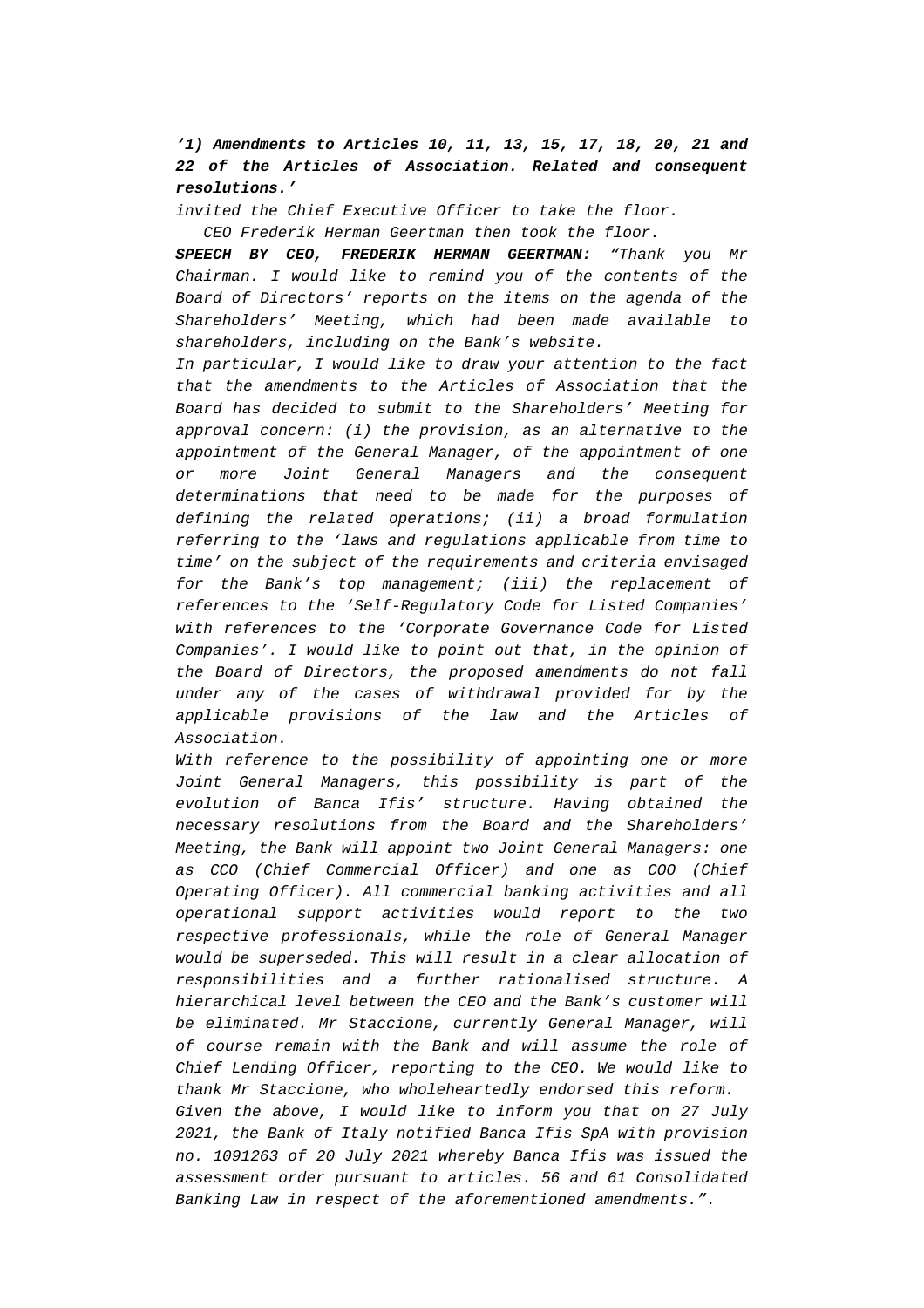***'1) Amendments to Articles 10, 11, 13, 15, 17, 18, 20, 21 and 22 of the Articles of Association. Related and consequent resolutions.'***

*invited the Chief Executive Officer to take the floor.*

*CEO Frederik Herman Geertman then took the floor.*

***SPEECH BY CEO, FREDERIK HERMAN GEERTMAN:*** *"Thank you Mr Chairman. I would like to remind you of the contents of the Board of Directors' reports on the items on the agenda of the Shareholders' Meeting, which had been made available to shareholders, including on the Bank's website.*

*In particular, I would like to draw your attention to the fact that the amendments to the Articles of Association that the Board has decided to submit to the Shareholders' Meeting for approval concern: (i) the provision, as an alternative to the appointment of the General Manager, of the appointment of one or more Joint General Managers and the consequent determinations that need to be made for the purposes of defining the related operations; (ii) a broad formulation referring to the 'laws and regulations applicable from time to time' on the subject of the requirements and criteria envisaged for the Bank's top management; (iii) the replacement of references to the 'Self-Regulatory Code for Listed Companies' with references to the 'Corporate Governance Code for Listed Companies'. I would like to point out that, in the opinion of the Board of Directors, the proposed amendments do not fall under any of the cases of withdrawal provided for by the applicable provisions of the law and the Articles of Association.*

*With reference to the possibility of appointing one or more Joint General Managers, this possibility is part of the evolution of Banca Ifis' structure. Having obtained the necessary resolutions from the Board and the Shareholders' Meeting, the Bank will appoint two Joint General Managers: one as CCO (Chief Commercial Officer) and one as COO (Chief Operating Officer). All commercial banking activities and all operational support activities would report to the two respective professionals, while the role of General Manager would be superseded. This will result in a clear allocation of responsibilities and a further rationalised structure. A hierarchical level between the CEO and the Bank's customer will be eliminated. Mr Staccione, currently General Manager, will of course remain with the Bank and will assume the role of Chief Lending Officer, reporting to the CEO. We would like to thank Mr Staccione, who wholeheartedly endorsed this reform.*

*Given the above, I would like to inform you that on 27 July 2021, the Bank of Italy notified Banca Ifis SpA with provision no. 1091263 of 20 July 2021 whereby Banca Ifis was issued the assessment order pursuant to articles. 56 and 61 Consolidated Banking Law in respect of the aforementioned amendments.".*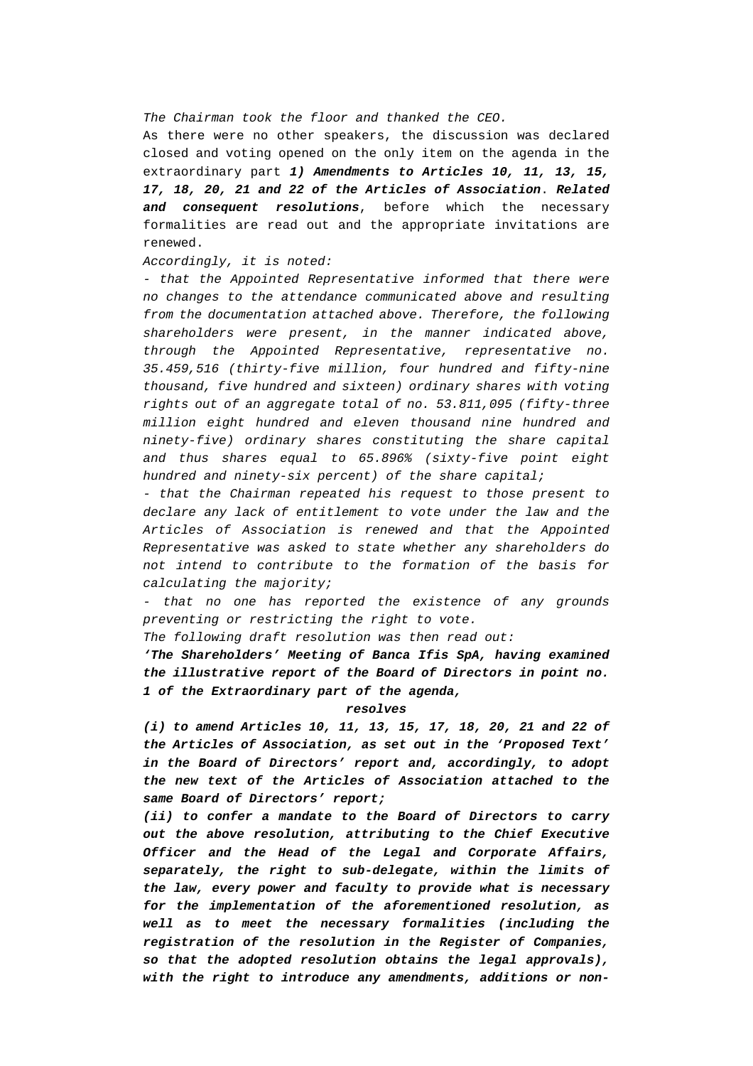*The Chairman took the floor and thanked the CEO.*

As there were no other speakers, the discussion was declared closed and voting opened on the only item on the agenda in the extraordinary part ***1) Amendments to Articles 10, 11, 13, 15, 17, 18, 20, 21 and 22 of the Articles of Association***. ***Related and consequent resolutions***, before which the necessary formalities are read out and the appropriate invitations are renewed.

*Accordingly, it is noted:*

*- that the Appointed Representative informed that there were no changes to the attendance communicated above and resulting from the documentation attached above. Therefore, the following shareholders were present, in the manner indicated above, through the Appointed Representative, representative no. 35.459,516 (thirty-five million, four hundred and fifty-nine thousand, five hundred and sixteen) ordinary shares with voting rights out of an aggregate total of no. 53.811,095 (fifty-three million eight hundred and eleven thousand nine hundred and ninety-five) ordinary shares constituting the share capital and thus shares equal to 65.896% (sixty-five point eight hundred and ninety-six percent) of the share capital;*

*- that the Chairman repeated his request to those present to declare any lack of entitlement to vote under the law and the Articles of Association is renewed and that the Appointed Representative was asked to state whether any shareholders do not intend to contribute to the formation of the basis for calculating the majority;*

*- that no one has reported the existence of any grounds preventing or restricting the right to vote.*

*The following draft resolution was then read out:*

***'The Shareholders' Meeting of Banca Ifis SpA, having examined the illustrative report of the Board of Directors in point no. 1 of the Extraordinary part of the agenda,***

***resolves***

***(i) to amend Articles 10, 11, 13, 15, 17, 18, 20, 21 and 22 of the Articles of Association, as set out in the 'Proposed Text' in the Board of Directors' report and, accordingly, to adopt the new text of the Articles of Association attached to the same Board of Directors' report;***

***(ii) to confer a mandate to the Board of Directors to carry out the above resolution, attributing to the Chief Executive Officer and the Head of the Legal and Corporate Affairs, separately, the right to sub-delegate, within the limits of the law, every power and faculty to provide what is necessary for the implementation of the aforementioned resolution, as well as to meet the necessary formalities (including the registration of the resolution in the Register of Companies, so that the adopted resolution obtains the legal approvals), with the right to introduce any amendments, additions or non-***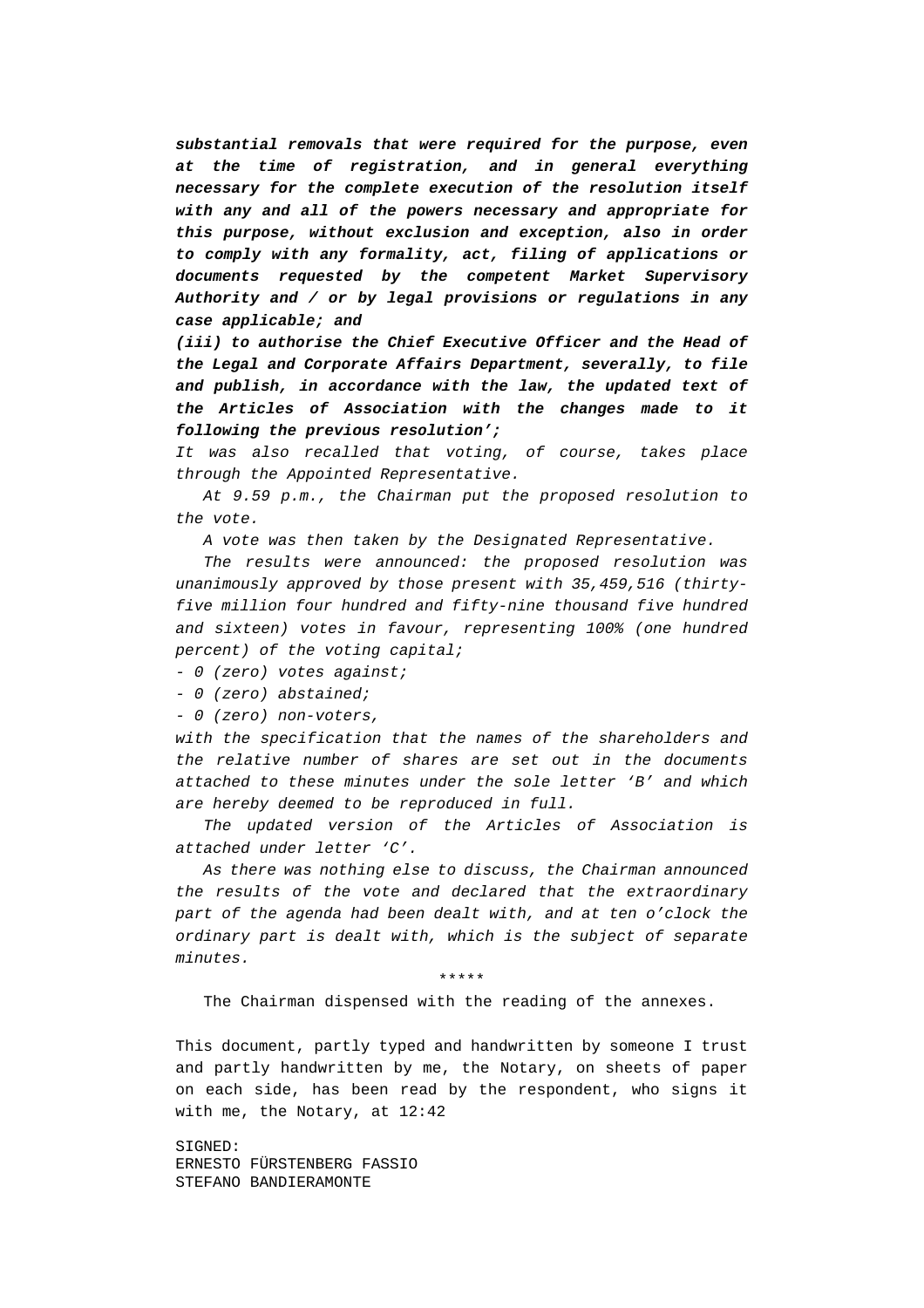***substantial removals that were required for the purpose, even at the time of registration, and in general everything necessary for the complete execution of the resolution itself with any and all of the powers necessary and appropriate for this purpose, without exclusion and exception, also in order to comply with any formality, act, filing of applications or documents requested by the competent Market Supervisory Authority and / or by legal provisions or regulations in any case applicable; and***

***(iii) to authorise the Chief Executive Officer and the Head of the Legal and Corporate Affairs Department, severally, to file and publish, in accordance with the law, the updated text of the Articles of Association with the changes made to it following the previous resolution';***

*It was also recalled that voting, of course, takes place through the Appointed Representative.*

*At 9.59 p.m., the Chairman put the proposed resolution to the vote.*

*A vote was then taken by the Designated Representative.*

*The results were announced: the proposed resolution was unanimously approved by those present with 35,459,516 (thirty-five million four hundred and fifty-nine thousand five hundred and sixteen) votes in favour, representing 100% (one hundred percent) of the voting capital;*

*- 0 (zero) votes against;*

*- 0 (zero) abstained;*

*- 0 (zero) non-voters,*

*with the specification that the names of the shareholders and the relative number of shares are set out in the documents attached to these minutes under the sole letter 'B' and which are hereby deemed to be reproduced in full.*

*The updated version of the Articles of Association is attached under letter 'C'.*

*As there was nothing else to discuss, the Chairman announced the results of the vote and declared that the extraordinary part of the agenda had been dealt with, and at ten o'clock the ordinary part is dealt with, which is the subject of separate minutes.*

*****

The Chairman dispensed with the reading of the annexes.

This document, partly typed and handwritten by someone I trust and partly handwritten by me, the Notary, on sheets of paper on each side, has been read by the respondent, who signs it with me, the Notary, at 12:42

SIGNED:
ERNESTO FÜRSTENBERG FASSIO
STEFANO BANDIERAMONTE